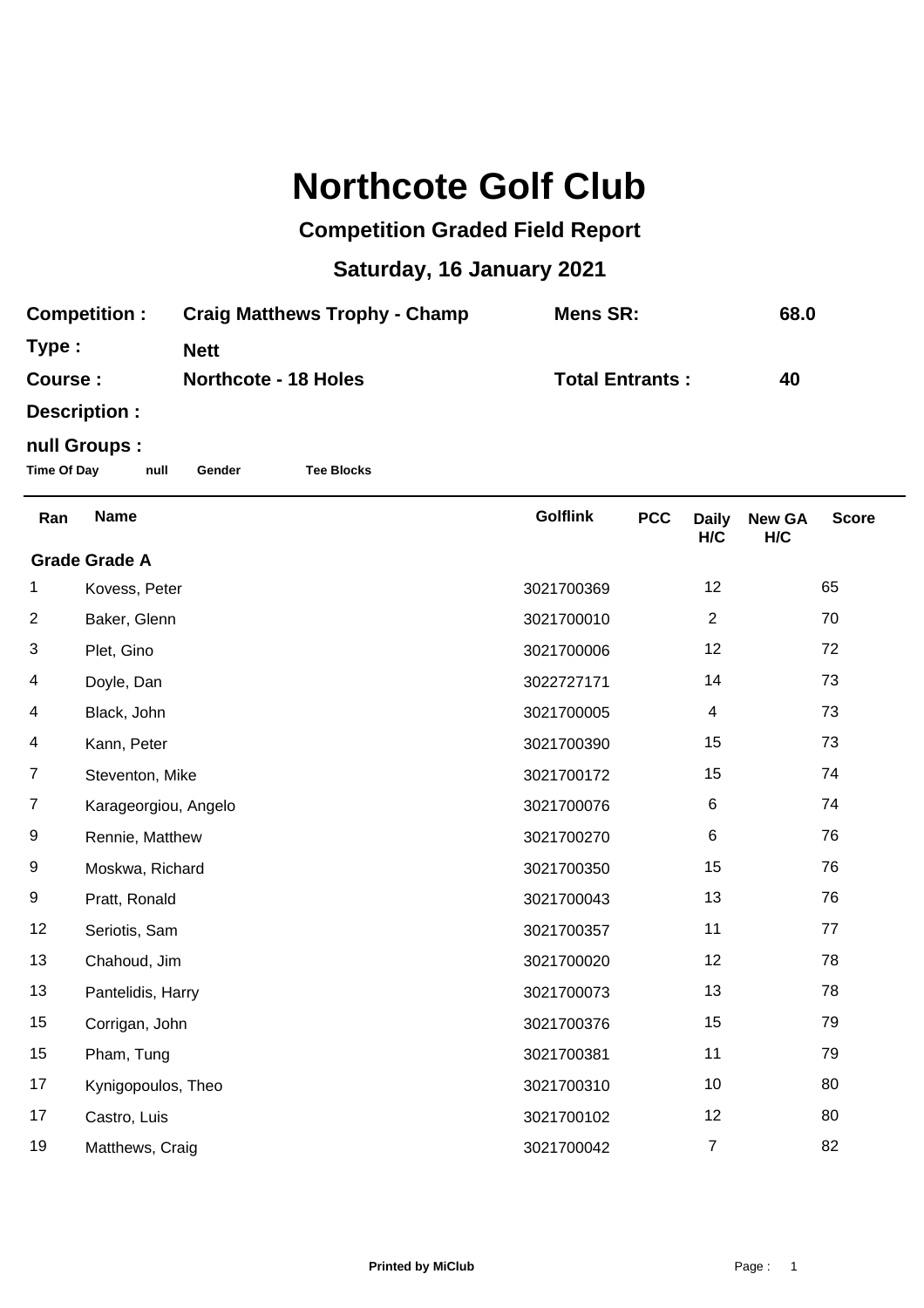# Northcote Golf Club

## Competition Graded Field Report

## Saturday, 16 January 2021

**Competition :** Craig Matthews Trophy - Champ **Mens SR:** 68.0

**Type :** Nett

**Course :** Northcote - 18 Holes **Total Entrants :** 40

**Description :**

**null Groups :**

**Time Of Day** **null** **Gender** **Tee Blocks**

| Ran | Name | Golflink | PCC | Daily H/C | New GA H/C | Score |
|---|---|---|---|---|---|---|
| **Grade Grade A** | | | | | | |
| 1 | Kovess, Peter | 3021700369 | | 12 | | 65 |
| 2 | Baker, Glenn | 3021700010 | | 2 | | 70 |
| 3 | Plet, Gino | 3021700006 | | 12 | | 72 |
| 4 | Doyle, Dan | 3022727171 | | 14 | | 73 |
| 4 | Black, John | 3021700005 | | 4 | | 73 |
| 4 | Kann, Peter | 3021700390 | | 15 | | 73 |
| 7 | Steventon, Mike | 3021700172 | | 15 | | 74 |
| 7 | Karageorgiou, Angelo | 3021700076 | | 6 | | 74 |
| 9 | Rennie, Matthew | 3021700270 | | 6 | | 76 |
| 9 | Moskwa, Richard | 3021700350 | | 15 | | 76 |
| 9 | Pratt, Ronald | 3021700043 | | 13 | | 76 |
| 12 | Seriotis, Sam | 3021700357 | | 11 | | 77 |
| 13 | Chahoud, Jim | 3021700020 | | 12 | | 78 |
| 13 | Pantelidis, Harry | 3021700073 | | 13 | | 78 |
| 15 | Corrigan, John | 3021700376 | | 15 | | 79 |
| 15 | Pham, Tung | 3021700381 | | 11 | | 79 |
| 17 | Kynigopoulos, Theo | 3021700310 | | 10 | | 80 |
| 17 | Castro, Luis | 3021700102 | | 12 | | 80 |
| 19 | Matthews, Craig | 3021700042 | | 7 | | 82 |

Printed by MiClub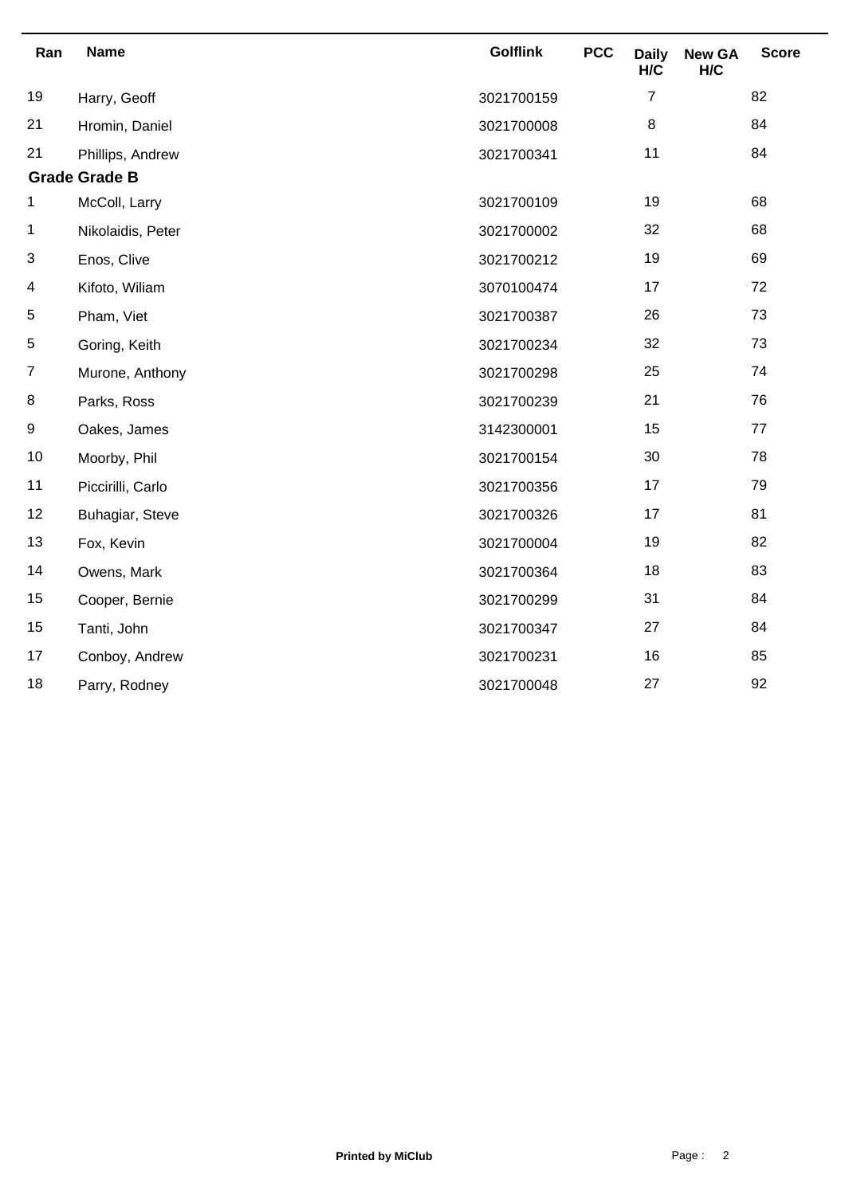| Ran | Name | Golflink | PCC | Daily H/C | New GA H/C | Score |
|---|---|---|---|---|---|---|
| 19 | Harry, Geoff | 3021700159 | | 7 | | 82 |
| 21 | Hromin, Daniel | 3021700008 | | 8 | | 84 |
| 21 | Phillips, Andrew | 3021700341 | | 11 | | 84 |

**Grade Grade B**

| Ran | Name | Golflink | PCC | Daily H/C | New GA H/C | Score |
|---|---|---|---|---|---|---|
| 1 | McColl, Larry | 3021700109 | | 19 | | 68 |
| 1 | Nikolaidis, Peter | 3021700002 | | 32 | | 68 |
| 3 | Enos, Clive | 3021700212 | | 19 | | 69 |
| 4 | Kifoto, Wiliam | 3070100474 | | 17 | | 72 |
| 5 | Pham, Viet | 3021700387 | | 26 | | 73 |
| 5 | Goring, Keith | 3021700234 | | 32 | | 73 |
| 7 | Murone, Anthony | 3021700298 | | 25 | | 74 |
| 8 | Parks, Ross | 3021700239 | | 21 | | 76 |
| 9 | Oakes, James | 3142300001 | | 15 | | 77 |
| 10 | Moorby, Phil | 3021700154 | | 30 | | 78 |
| 11 | Piccirilli, Carlo | 3021700356 | | 17 | | 79 |
| 12 | Buhagiar, Steve | 3021700326 | | 17 | | 81 |
| 13 | Fox, Kevin | 3021700004 | | 19 | | 82 |
| 14 | Owens, Mark | 3021700364 | | 18 | | 83 |
| 15 | Cooper, Bernie | 3021700299 | | 31 | | 84 |
| 15 | Tanti, John | 3021700347 | | 27 | | 84 |
| 17 | Conboy, Andrew | 3021700231 | | 16 | | 85 |
| 18 | Parry, Rodney | 3021700048 | | 27 | | 92 |

**Printed by MiClub**